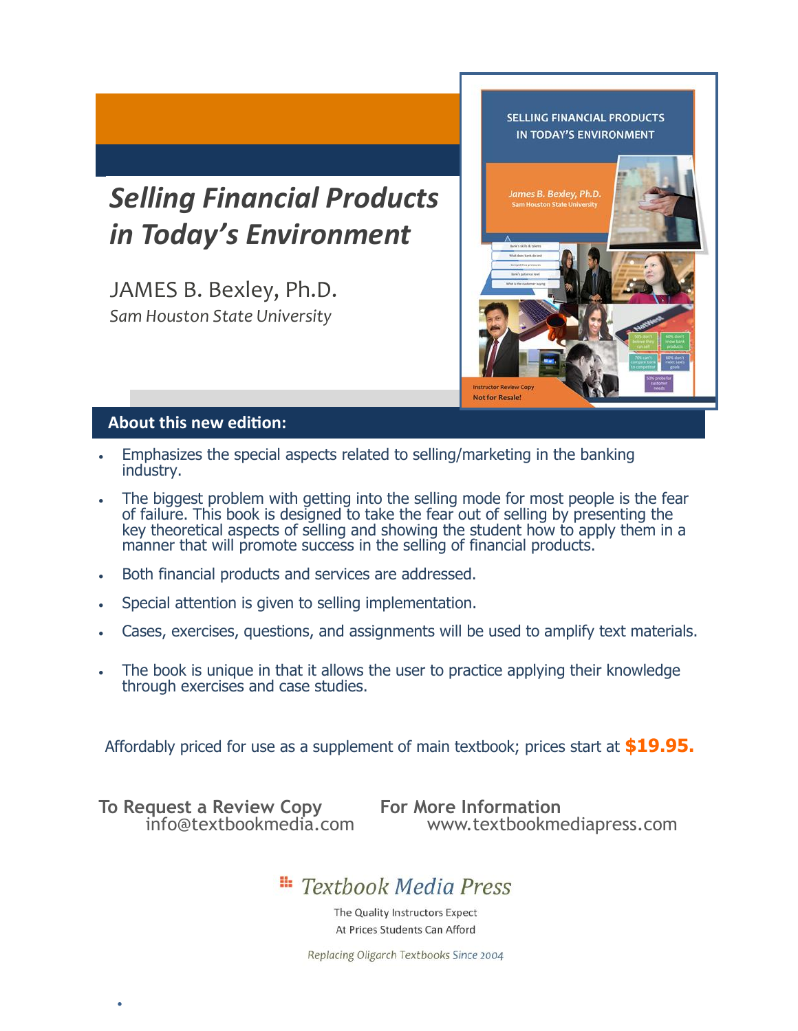# *Selling Financial Products in Today's Environment*

JAMES B. Bexley, Ph.D.

*Sam Houston State University*

## About this new edition:

- Emphasizes the special aspects related to selling/marketing in the banking industry.
- The biggest problem with getting into the selling mode for most people is the fear of failure. This book is designed to take the fear out of selling by presenting the key theoretical aspects of selling and showing the student how to apply them in a manner that will promote success in the selling of financial products.
- Both financial products and services are addressed.
- Special attention is given to selling implementation.
- Cases, exercises, questions, and assignments will be used to amplify text materials.
- The book is unique in that it allows the user to practice applying their knowledge through exercises and case studies.

Affordably priced for use as a supplement of main textbook; prices start at **$19.95.**

**To Request a Review Copy**
info@textbookmedia.com

**For More Information**
www.textbookmediapress.com

*Textbook Media Press*

The Quality Instructors Expect
At Prices Students Can Afford

*Replacing Oligarch Textbooks Since 2004*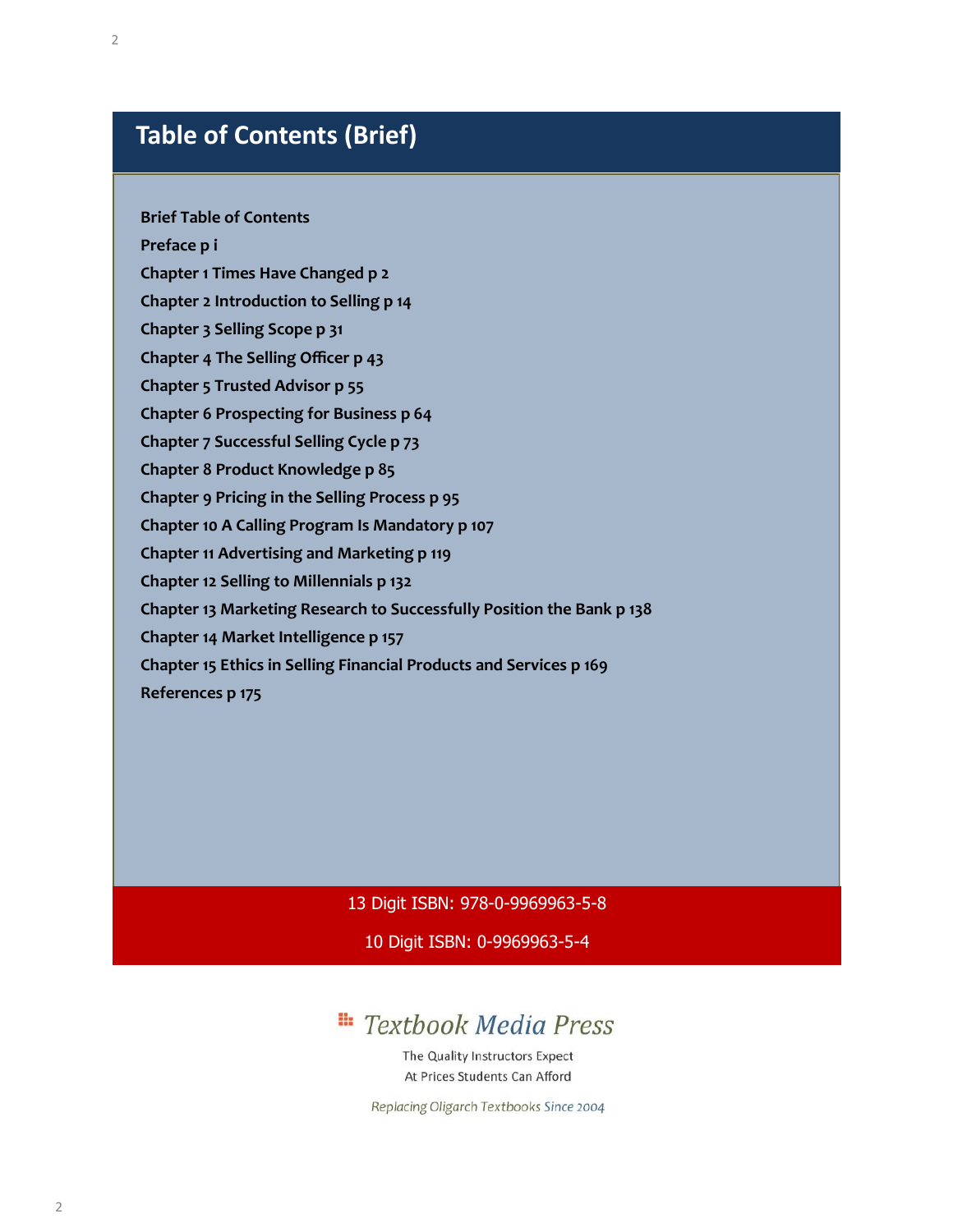# Table of Contents (Brief)

**Brief Table of Contents**

**Preface p i**

**Chapter 1 Times Have Changed p 2**

**Chapter 2 Introduction to Selling p 14**

**Chapter 3 Selling Scope p 31**

**Chapter 4 The Selling Officer p 43**

**Chapter 5 Trusted Advisor p 55**

**Chapter 6 Prospecting for Business p 64**

**Chapter 7 Successful Selling Cycle p 73**

**Chapter 8 Product Knowledge p 85**

**Chapter 9 Pricing in the Selling Process p 95**

**Chapter 10 A Calling Program Is Mandatory p 107**

**Chapter 11 Advertising and Marketing p 119**

**Chapter 12 Selling to Millennials p 132**

**Chapter 13 Marketing Research to Successfully Position the Bank p 138**

**Chapter 14 Market Intelligence p 157**

**Chapter 15 Ethics in Selling Financial Products and Services p 169**

**References p 175**

13 Digit ISBN: 978-0-9969963-5-8

10 Digit ISBN: 0-9969963-5-4

*Textbook Media Press*

The Quality Instructors Expect
At Prices Students Can Afford

*Replacing Oligarch Textbooks Since 2004*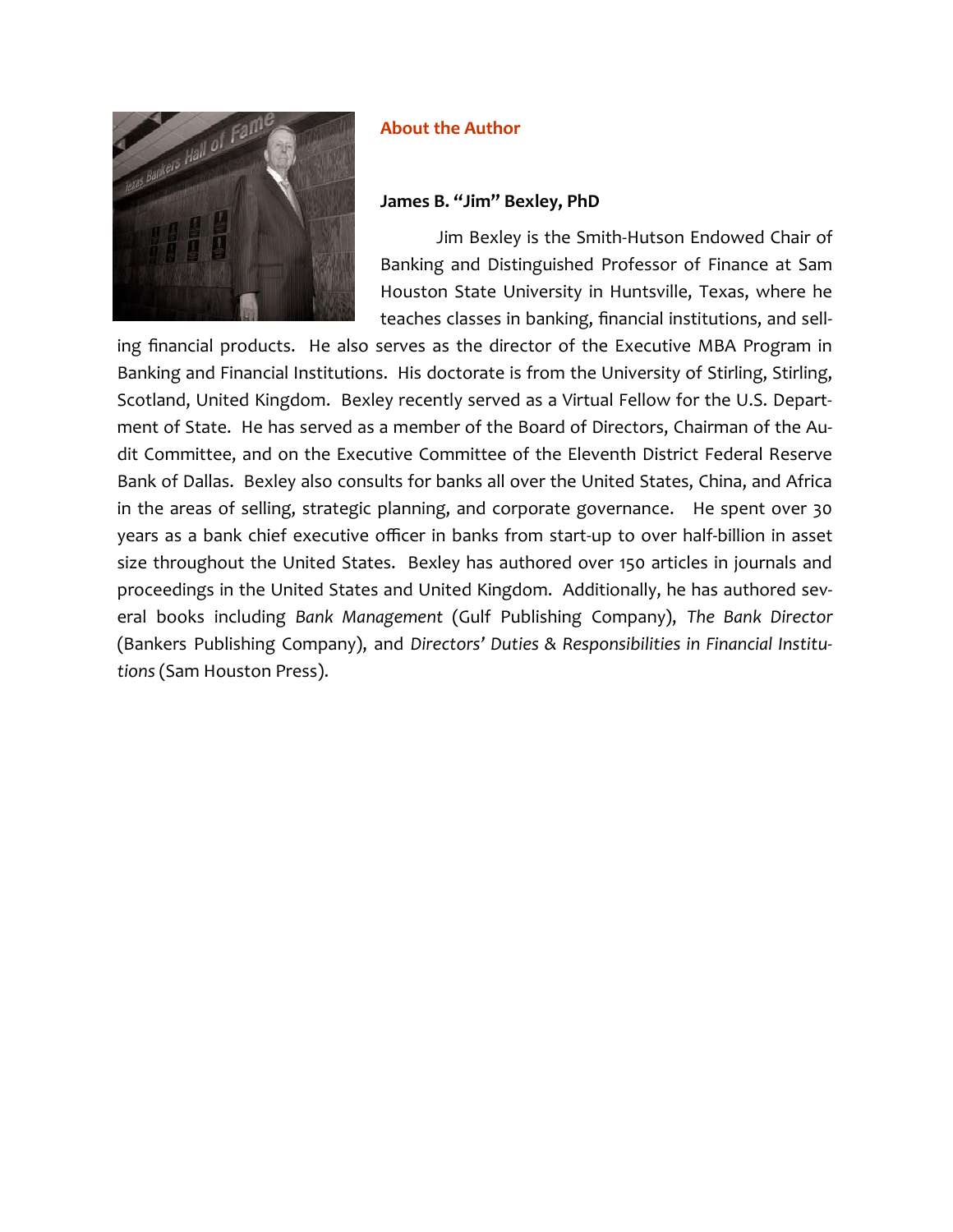## About the Author

**James B. "Jim" Bexley, PhD**

Jim Bexley is the Smith-Hutson Endowed Chair of Banking and Distinguished Professor of Finance at Sam Houston State University in Huntsville, Texas, where he teaches classes in banking, financial institutions, and selling financial products. He also serves as the director of the Executive MBA Program in Banking and Financial Institutions. His doctorate is from the University of Stirling, Stirling, Scotland, United Kingdom. Bexley recently served as a Virtual Fellow for the U.S. Department of State. He has served as a member of the Board of Directors, Chairman of the Audit Committee, and on the Executive Committee of the Eleventh District Federal Reserve Bank of Dallas. Bexley also consults for banks all over the United States, China, and Africa in the areas of selling, strategic planning, and corporate governance. He spent over 30 years as a bank chief executive officer in banks from start-up to over half-billion in asset size throughout the United States. Bexley has authored over 150 articles in journals and proceedings in the United States and United Kingdom. Additionally, he has authored several books including *Bank Management* (Gulf Publishing Company), *The Bank Director* (Bankers Publishing Company), and *Directors' Duties & Responsibilities in Financial Institutions* (Sam Houston Press).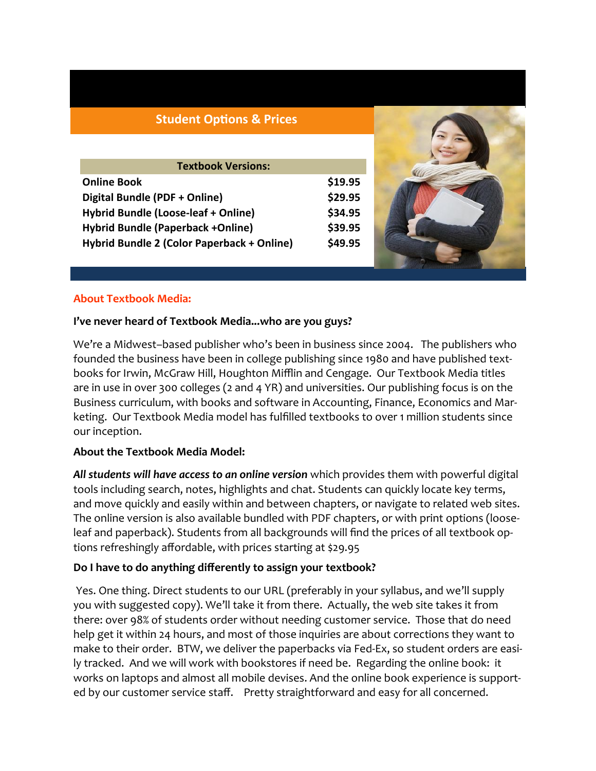## Student Options & Prices

| Textbook Versions: | |
|---|---|
| **Online Book** | **$19.95** |
| **Digital Bundle (PDF + Online)** | **$29.95** |
| **Hybrid Bundle (Loose-leaf + Online)** | **$34.95** |
| **Hybrid Bundle (Paperback +Online)** | **$39.95** |
| **Hybrid Bundle 2 (Color Paperback + Online)** | **$49.95** |

## About Textbook Media:

**I've never heard of Textbook Media...who are you guys?**

We're a Midwest–based publisher who's been in business since 2004. The publishers who founded the business have been in college publishing since 1980 and have published textbooks for Irwin, McGraw Hill, Houghton Mifflin and Cengage. Our Textbook Media titles are in use in over 300 colleges (2 and 4 YR) and universities. Our publishing focus is on the Business curriculum, with books and software in Accounting, Finance, Economics and Marketing. Our Textbook Media model has fulfilled textbooks to over 1 million students since our inception.

**About the Textbook Media Model:**

***All students will have access to an online version*** which provides them with powerful digital tools including search, notes, highlights and chat. Students can quickly locate key terms, and move quickly and easily within and between chapters, or navigate to related web sites. The online version is also available bundled with PDF chapters, or with print options (loose-leaf and paperback). Students from all backgrounds will find the prices of all textbook options refreshingly affordable, with prices starting at $29.95

**Do I have to do anything differently to assign your textbook?**

Yes. One thing. Direct students to our URL (preferably in your syllabus, and we'll supply you with suggested copy). We'll take it from there. Actually, the web site takes it from there: over 98% of students order without needing customer service. Those that do need help get it within 24 hours, and most of those inquiries are about corrections they want to make to their order. BTW, we deliver the paperbacks via Fed-Ex, so student orders are easily tracked. And we will work with bookstores if need be. Regarding the online book: it works on laptops and almost all mobile devises. And the online book experience is supported by our customer service staff. Pretty straightforward and easy for all concerned.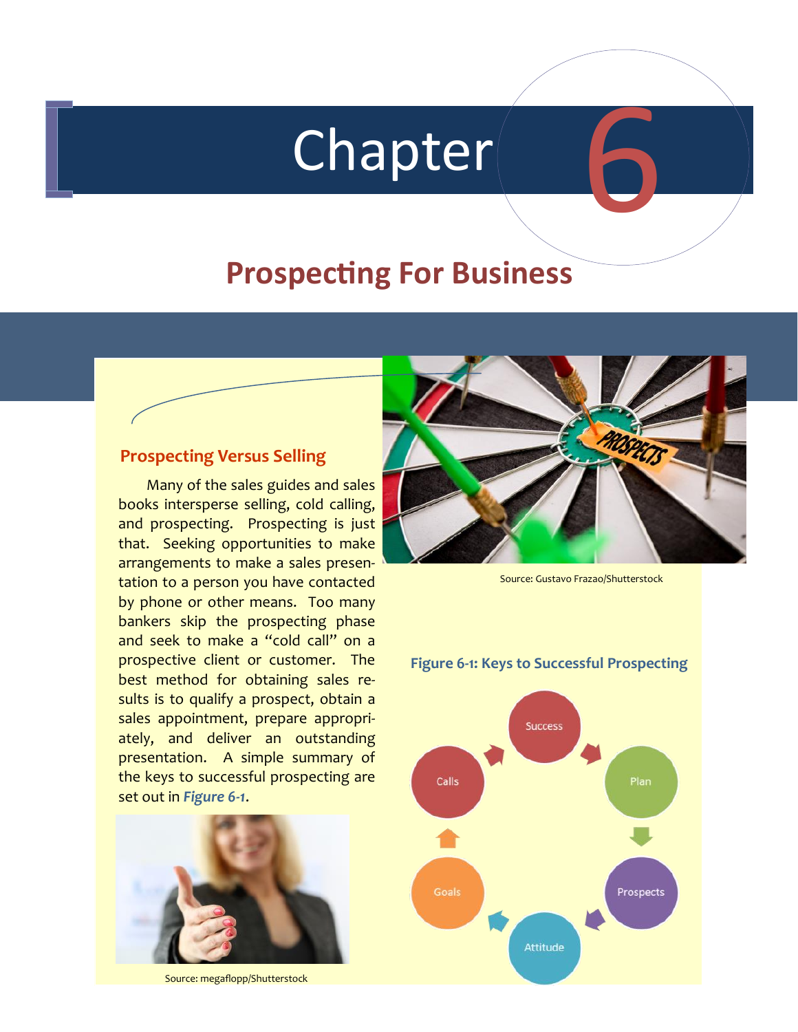# Chapter 6

## Prospecting For Business

### Prospecting Versus Selling

Many of the sales guides and sales books intersperse selling, cold calling, and prospecting. Prospecting is just that. Seeking opportunities to make arrangements to make a sales presentation to a person you have contacted by phone or other means. Too many bankers skip the prospecting phase and seek to make a "cold call" on a prospective client or customer. The best method for obtaining sales results is to qualify a prospect, obtain a sales appointment, prepare appropriately, and deliver an outstanding presentation. A simple summary of the keys to successful prospecting are set out in ***Figure 6-1***.

Source: megaflopp/Shutterstock

Source: Gustavo Frazao/Shutterstock

**Figure 6-1: Keys to Successful Prospecting**

Success → Plan → Prospects → Attitude → Goals → Calls → Success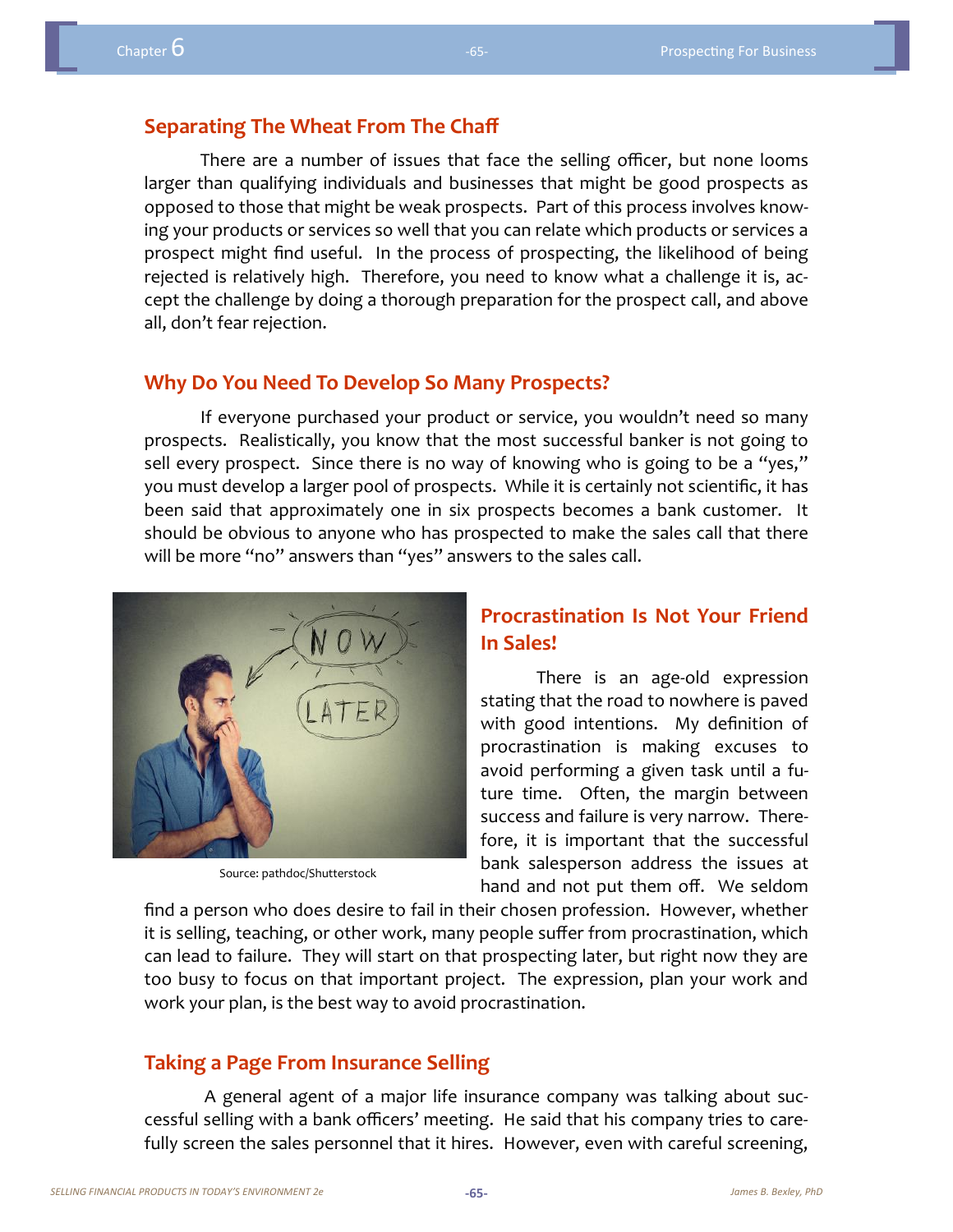## Separating The Wheat From The Chaff

There are a number of issues that face the selling officer, but none looms larger than qualifying individuals and businesses that might be good prospects as opposed to those that might be weak prospects. Part of this process involves knowing your products or services so well that you can relate which products or services a prospect might find useful. In the process of prospecting, the likelihood of being rejected is relatively high. Therefore, you need to know what a challenge it is, accept the challenge by doing a thorough preparation for the prospect call, and above all, don't fear rejection.

## Why Do You Need To Develop So Many Prospects?

If everyone purchased your product or service, you wouldn't need so many prospects. Realistically, you know that the most successful banker is not going to sell every prospect. Since there is no way of knowing who is going to be a "yes," you must develop a larger pool of prospects. While it is certainly not scientific, it has been said that approximately one in six prospects becomes a bank customer. It should be obvious to anyone who has prospected to make the sales call that there will be more "no" answers than "yes" answers to the sales call.

Source: pathdoc/Shutterstock

## Procrastination Is Not Your Friend In Sales!

There is an age-old expression stating that the road to nowhere is paved with good intentions. My definition of procrastination is making excuses to avoid performing a given task until a future time. Often, the margin between success and failure is very narrow. Therefore, it is important that the successful bank salesperson address the issues at hand and not put them off. We seldom find a person who does desire to fail in their chosen profession. However, whether it is selling, teaching, or other work, many people suffer from procrastination, which can lead to failure. They will start on that prospecting later, but right now they are too busy to focus on that important project. The expression, plan your work and work your plan, is the best way to avoid procrastination.

## Taking a Page From Insurance Selling

A general agent of a major life insurance company was talking about successful selling with a bank officers' meeting. He said that his company tries to carefully screen the sales personnel that it hires. However, even with careful screening,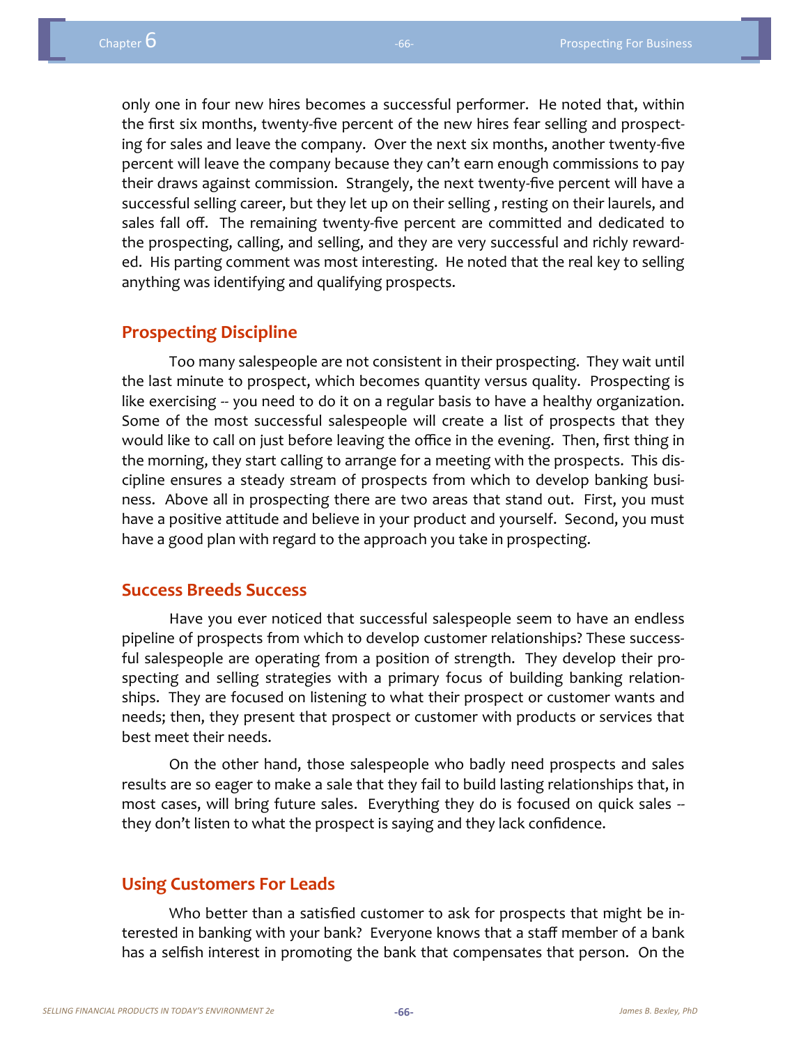only one in four new hires becomes a successful performer. He noted that, within the first six months, twenty-five percent of the new hires fear selling and prospecting for sales and leave the company. Over the next six months, another twenty-five percent will leave the company because they can't earn enough commissions to pay their draws against commission. Strangely, the next twenty-five percent will have a successful selling career, but they let up on their selling , resting on their laurels, and sales fall off. The remaining twenty-five percent are committed and dedicated to the prospecting, calling, and selling, and they are very successful and richly rewarded. His parting comment was most interesting. He noted that the real key to selling anything was identifying and qualifying prospects.

## Prospecting Discipline

Too many salespeople are not consistent in their prospecting. They wait until the last minute to prospect, which becomes quantity versus quality. Prospecting is like exercising -- you need to do it on a regular basis to have a healthy organization. Some of the most successful salespeople will create a list of prospects that they would like to call on just before leaving the office in the evening. Then, first thing in the morning, they start calling to arrange for a meeting with the prospects. This discipline ensures a steady stream of prospects from which to develop banking business. Above all in prospecting there are two areas that stand out. First, you must have a positive attitude and believe in your product and yourself. Second, you must have a good plan with regard to the approach you take in prospecting.

## Success Breeds Success

Have you ever noticed that successful salespeople seem to have an endless pipeline of prospects from which to develop customer relationships? These successful salespeople are operating from a position of strength. They develop their prospecting and selling strategies with a primary focus of building banking relationships. They are focused on listening to what their prospect or customer wants and needs; then, they present that prospect or customer with products or services that best meet their needs.

On the other hand, those salespeople who badly need prospects and sales results are so eager to make a sale that they fail to build lasting relationships that, in most cases, will bring future sales. Everything they do is focused on quick sales -- they don't listen to what the prospect is saying and they lack confidence.

## Using Customers For Leads

Who better than a satisfied customer to ask for prospects that might be interested in banking with your bank? Everyone knows that a staff member of a bank has a selfish interest in promoting the bank that compensates that person. On the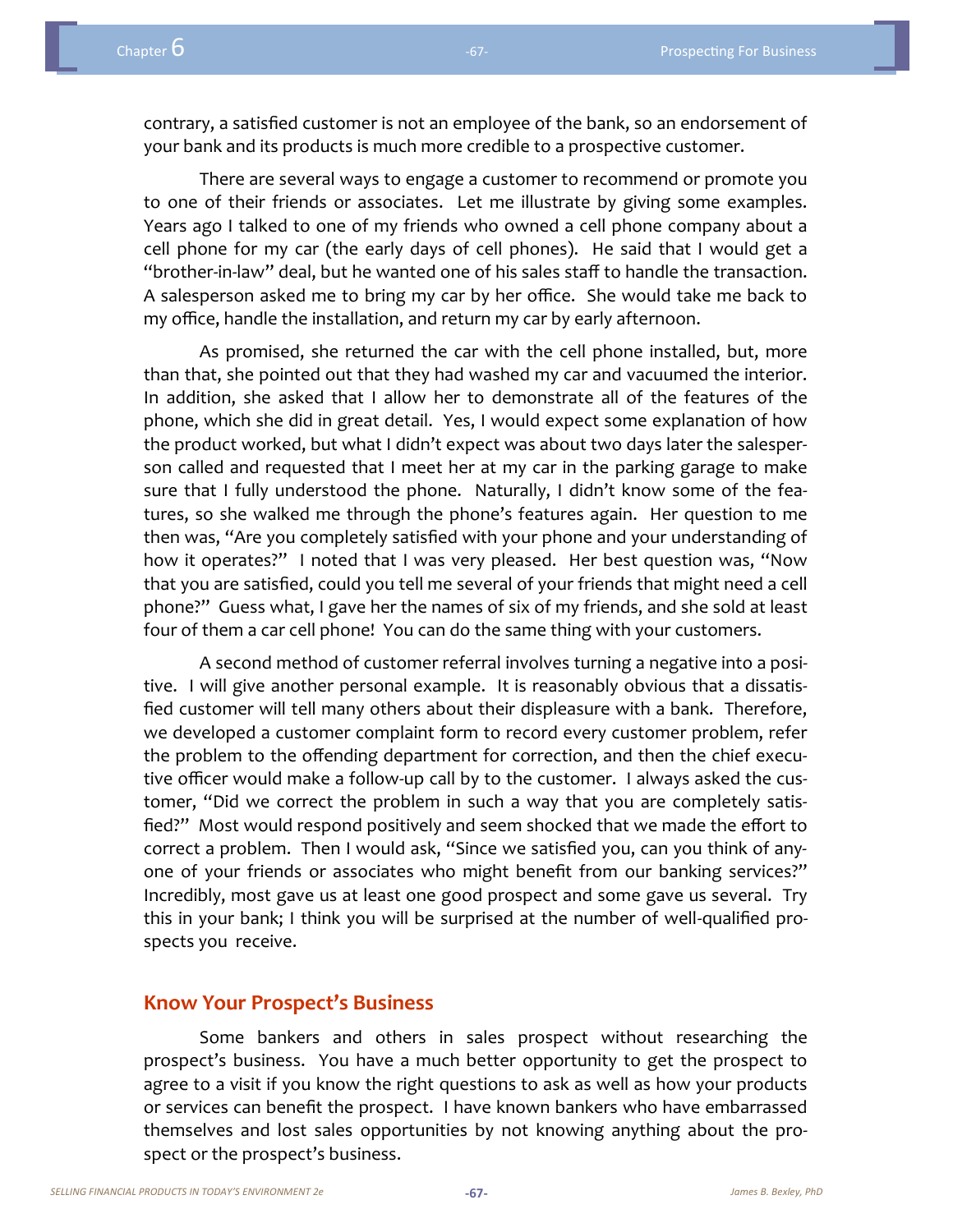contrary, a satisfied customer is not an employee of the bank, so an endorsement of your bank and its products is much more credible to a prospective customer.

There are several ways to engage a customer to recommend or promote you to one of their friends or associates. Let me illustrate by giving some examples. Years ago I talked to one of my friends who owned a cell phone company about a cell phone for my car (the early days of cell phones). He said that I would get a "brother-in-law" deal, but he wanted one of his sales staff to handle the transaction. A salesperson asked me to bring my car by her office. She would take me back to my office, handle the installation, and return my car by early afternoon.

As promised, she returned the car with the cell phone installed, but, more than that, she pointed out that they had washed my car and vacuumed the interior. In addition, she asked that I allow her to demonstrate all of the features of the phone, which she did in great detail. Yes, I would expect some explanation of how the product worked, but what I didn't expect was about two days later the salesperson called and requested that I meet her at my car in the parking garage to make sure that I fully understood the phone. Naturally, I didn't know some of the features, so she walked me through the phone's features again. Her question to me then was, "Are you completely satisfied with your phone and your understanding of how it operates?" I noted that I was very pleased. Her best question was, "Now that you are satisfied, could you tell me several of your friends that might need a cell phone?" Guess what, I gave her the names of six of my friends, and she sold at least four of them a car cell phone! You can do the same thing with your customers.

A second method of customer referral involves turning a negative into a positive. I will give another personal example. It is reasonably obvious that a dissatisfied customer will tell many others about their displeasure with a bank. Therefore, we developed a customer complaint form to record every customer problem, refer the problem to the offending department for correction, and then the chief executive officer would make a follow-up call by to the customer. I always asked the customer, "Did we correct the problem in such a way that you are completely satisfied?" Most would respond positively and seem shocked that we made the effort to correct a problem. Then I would ask, "Since we satisfied you, can you think of anyone of your friends or associates who might benefit from our banking services?" Incredibly, most gave us at least one good prospect and some gave us several. Try this in your bank; I think you will be surprised at the number of well-qualified prospects you receive.

## Know Your Prospect's Business

Some bankers and others in sales prospect without researching the prospect's business. You have a much better opportunity to get the prospect to agree to a visit if you know the right questions to ask as well as how your products or services can benefit the prospect. I have known bankers who have embarrassed themselves and lost sales opportunities by not knowing anything about the prospect or the prospect's business.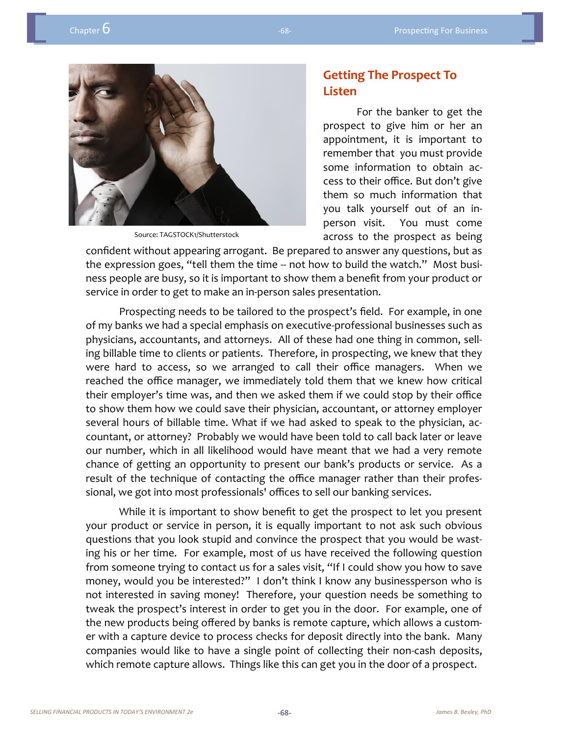Source: TAGSTOCK1/Shutterstock

## Getting The Prospect To Listen

For the banker to get the prospect to give him or her an appointment, it is important to remember that you must provide some information to obtain access to their office. But don't give them so much information that you talk yourself out of an in-person visit. You must come across to the prospect as being confident without appearing arrogant. Be prepared to answer any questions, but as the expression goes, "tell them the time -- not how to build the watch." Most business people are busy, so it is important to show them a benefit from your product or service in order to get to make an in-person sales presentation.

Prospecting needs to be tailored to the prospect's field. For example, in one of my banks we had a special emphasis on executive-professional businesses such as physicians, accountants, and attorneys. All of these had one thing in common, selling billable time to clients or patients. Therefore, in prospecting, we knew that they were hard to access, so we arranged to call their office managers. When we reached the office manager, we immediately told them that we knew how critical their employer's time was, and then we asked them if we could stop by their office to show them how we could save their physician, accountant, or attorney employer several hours of billable time. What if we had asked to speak to the physician, accountant, or attorney? Probably we would have been told to call back later or leave our number, which in all likelihood would have meant that we had a very remote chance of getting an opportunity to present our bank's products or service. As a result of the technique of contacting the office manager rather than their professional, we got into most professionals' offices to sell our banking services.

While it is important to show benefit to get the prospect to let you present your product or service in person, it is equally important to not ask such obvious questions that you look stupid and convince the prospect that you would be wasting his or her time. For example, most of us have received the following question from someone trying to contact us for a sales visit, "If I could show you how to save money, would you be interested?" I don't think I know any businessperson who is not interested in saving money! Therefore, your question needs be something to tweak the prospect's interest in order to get you in the door. For example, one of the new products being offered by banks is remote capture, which allows a customer with a capture device to process checks for deposit directly into the bank. Many companies would like to have a single point of collecting their non-cash deposits, which remote capture allows. Things like this can get you in the door of a prospect.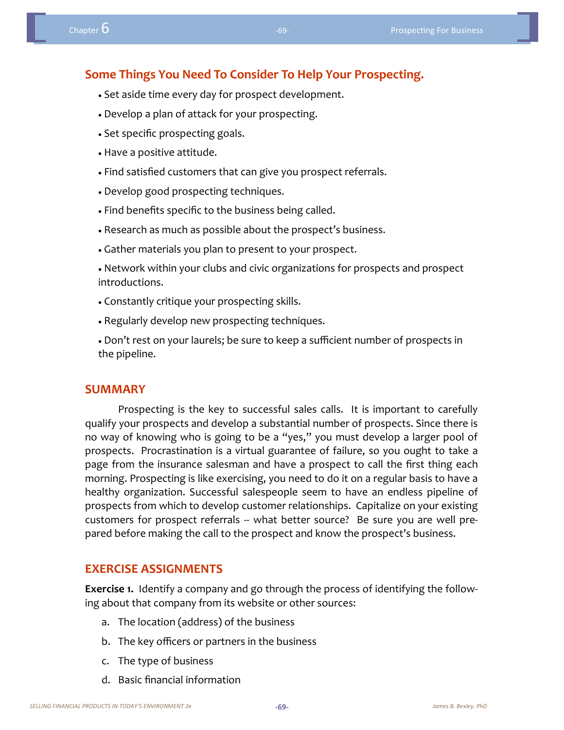## Some Things You Need To Consider To Help Your Prospecting.

- Set aside time every day for prospect development.
- Develop a plan of attack for your prospecting.
- Set specific prospecting goals.
- Have a positive attitude.
- Find satisfied customers that can give you prospect referrals.
- Develop good prospecting techniques.
- Find benefits specific to the business being called.
- Research as much as possible about the prospect's business.
- Gather materials you plan to present to your prospect.
- Network within your clubs and civic organizations for prospects and prospect introductions.
- Constantly critique your prospecting skills.
- Regularly develop new prospecting techniques.
- Don't rest on your laurels; be sure to keep a sufficient number of prospects in the pipeline.

## SUMMARY

Prospecting is the key to successful sales calls. It is important to carefully qualify your prospects and develop a substantial number of prospects. Since there is no way of knowing who is going to be a "yes," you must develop a larger pool of prospects. Procrastination is a virtual guarantee of failure, so you ought to take a page from the insurance salesman and have a prospect to call the first thing each morning. Prospecting is like exercising, you need to do it on a regular basis to have a healthy organization. Successful salespeople seem to have an endless pipeline of prospects from which to develop customer relationships. Capitalize on your existing customers for prospect referrals -- what better source? Be sure you are well prepared before making the call to the prospect and know the prospect's business.

## EXERCISE ASSIGNMENTS

**Exercise 1.** Identify a company and go through the process of identifying the following about that company from its website or other sources:

a. The location (address) of the business
b. The key officers or partners in the business
c. The type of business
d. Basic financial information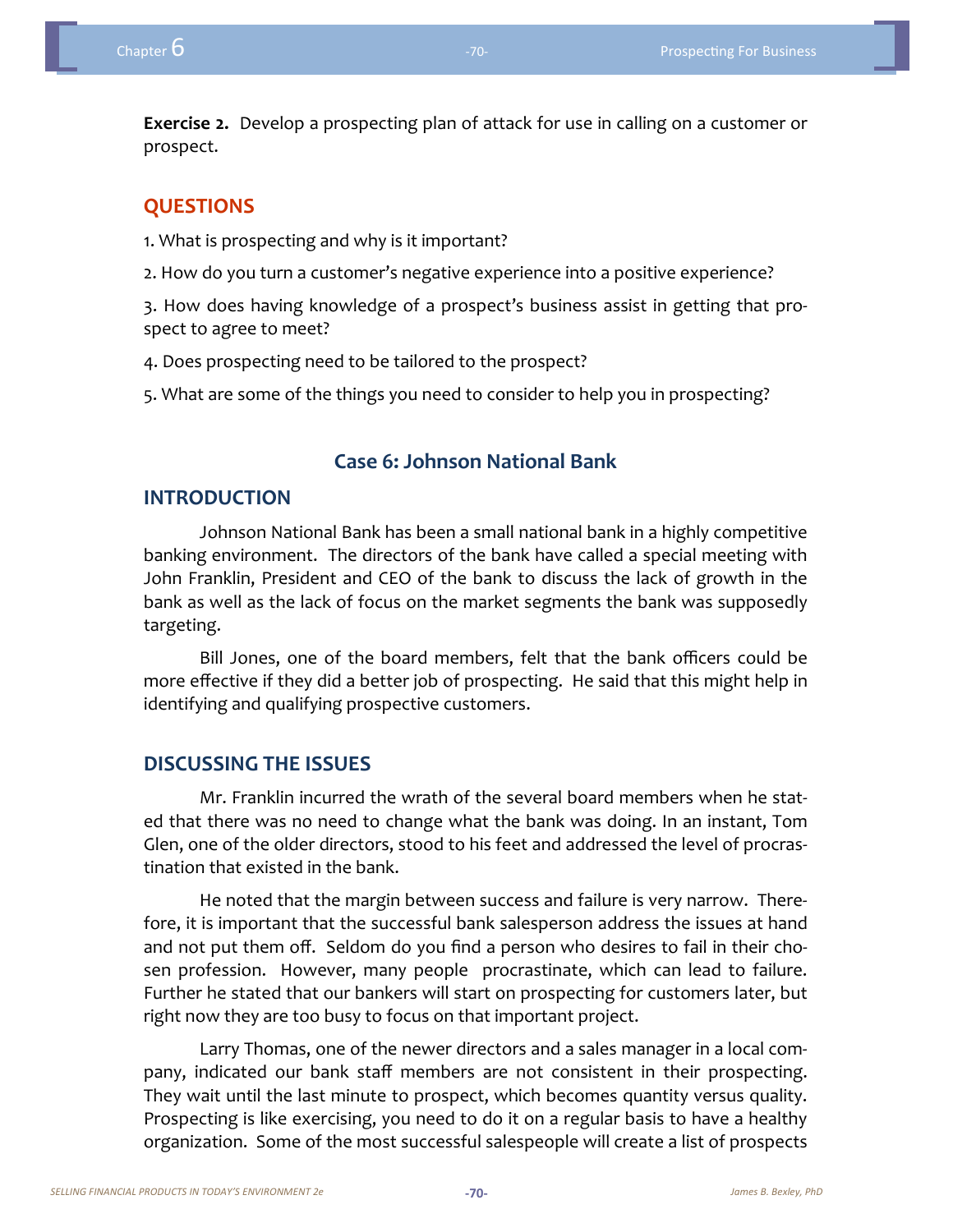**Exercise 2.** Develop a prospecting plan of attack for use in calling on a customer or prospect.

## QUESTIONS

1. What is prospecting and why is it important?

2. How do you turn a customer's negative experience into a positive experience?

3. How does having knowledge of a prospect's business assist in getting that prospect to agree to meet?

4. Does prospecting need to be tailored to the prospect?

5. What are some of the things you need to consider to help you in prospecting?

## Case 6: Johnson National Bank

### INTRODUCTION

Johnson National Bank has been a small national bank in a highly competitive banking environment. The directors of the bank have called a special meeting with John Franklin, President and CEO of the bank to discuss the lack of growth in the bank as well as the lack of focus on the market segments the bank was supposedly targeting.

Bill Jones, one of the board members, felt that the bank officers could be more effective if they did a better job of prospecting. He said that this might help in identifying and qualifying prospective customers.

### DISCUSSING THE ISSUES

Mr. Franklin incurred the wrath of the several board members when he stated that there was no need to change what the bank was doing. In an instant, Tom Glen, one of the older directors, stood to his feet and addressed the level of procrastination that existed in the bank.

He noted that the margin between success and failure is very narrow. Therefore, it is important that the successful bank salesperson address the issues at hand and not put them off. Seldom do you find a person who desires to fail in their chosen profession. However, many people procrastinate, which can lead to failure. Further he stated that our bankers will start on prospecting for customers later, but right now they are too busy to focus on that important project.

Larry Thomas, one of the newer directors and a sales manager in a local company, indicated our bank staff members are not consistent in their prospecting. They wait until the last minute to prospect, which becomes quantity versus quality. Prospecting is like exercising, you need to do it on a regular basis to have a healthy organization. Some of the most successful salespeople will create a list of prospects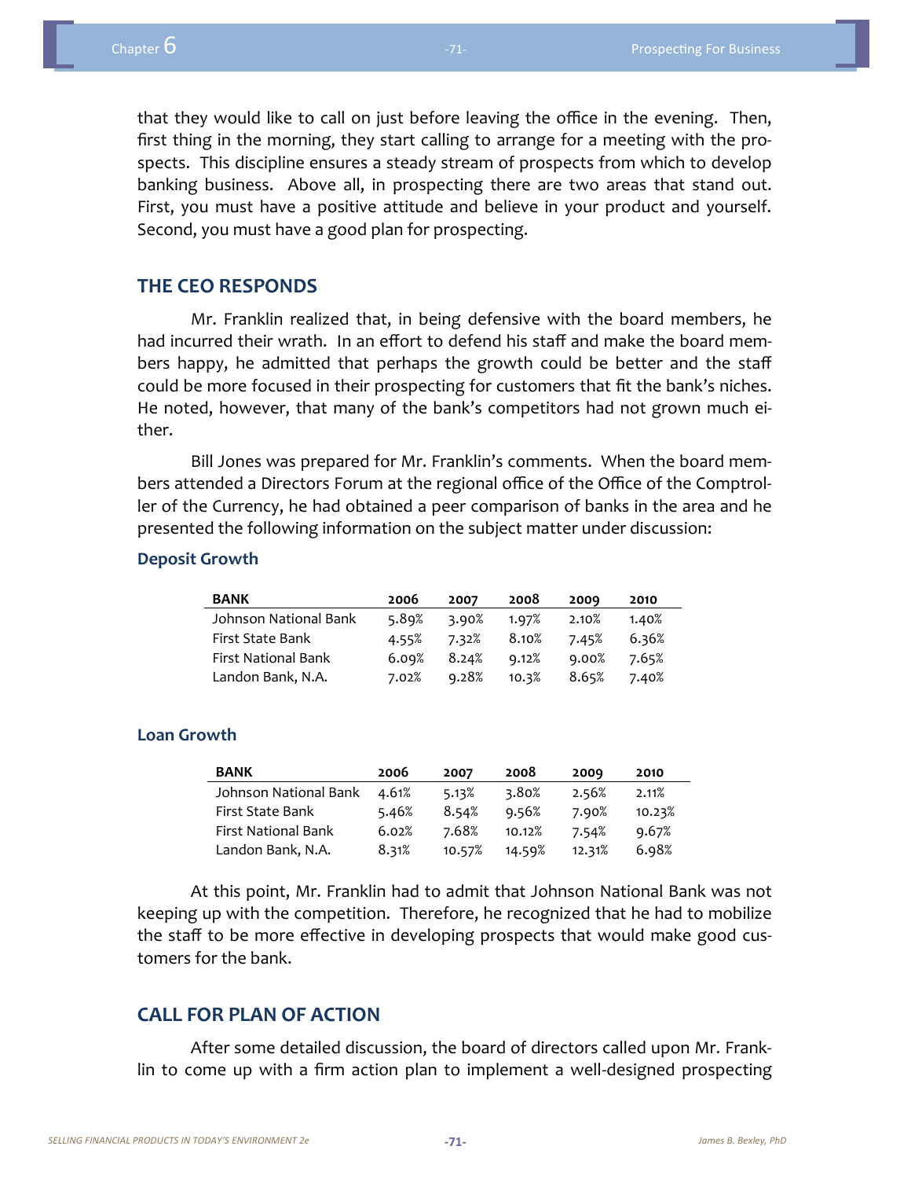that they would like to call on just before leaving the office in the evening. Then, first thing in the morning, they start calling to arrange for a meeting with the prospects. This discipline ensures a steady stream of prospects from which to develop banking business. Above all, in prospecting there are two areas that stand out. First, you must have a positive attitude and believe in your product and yourself. Second, you must have a good plan for prospecting.

## THE CEO RESPONDS

Mr. Franklin realized that, in being defensive with the board members, he had incurred their wrath. In an effort to defend his staff and make the board members happy, he admitted that perhaps the growth could be better and the staff could be more focused in their prospecting for customers that fit the bank's niches. He noted, however, that many of the bank's competitors had not grown much either.

Bill Jones was prepared for Mr. Franklin's comments. When the board members attended a Directors Forum at the regional office of the Office of the Comptroller of the Currency, he had obtained a peer comparison of banks in the area and he presented the following information on the subject matter under discussion:

### Deposit Growth

| BANK | 2006 | 2007 | 2008 | 2009 | 2010 |
|---|---|---|---|---|---|
| Johnson National Bank | 5.89% | 3.90% | 1.97% | 2.10% | 1.40% |
| First State Bank | 4.55% | 7.32% | 8.10% | 7.45% | 6.36% |
| First National Bank | 6.09% | 8.24% | 9.12% | 9.00% | 7.65% |
| Landon Bank, N.A. | 7.02% | 9.28% | 10.3% | 8.65% | 7.40% |

### Loan Growth

| BANK | 2006 | 2007 | 2008 | 2009 | 2010 |
|---|---|---|---|---|---|
| Johnson National Bank | 4.61% | 5.13% | 3.80% | 2.56% | 2.11% |
| First State Bank | 5.46% | 8.54% | 9.56% | 7.90% | 10.23% |
| First National Bank | 6.02% | 7.68% | 10.12% | 7.54% | 9.67% |
| Landon Bank, N.A. | 8.31% | 10.57% | 14.59% | 12.31% | 6.98% |

At this point, Mr. Franklin had to admit that Johnson National Bank was not keeping up with the competition. Therefore, he recognized that he had to mobilize the staff to be more effective in developing prospects that would make good customers for the bank.

## CALL FOR PLAN OF ACTION

After some detailed discussion, the board of directors called upon Mr. Franklin to come up with a firm action plan to implement a well-designed prospecting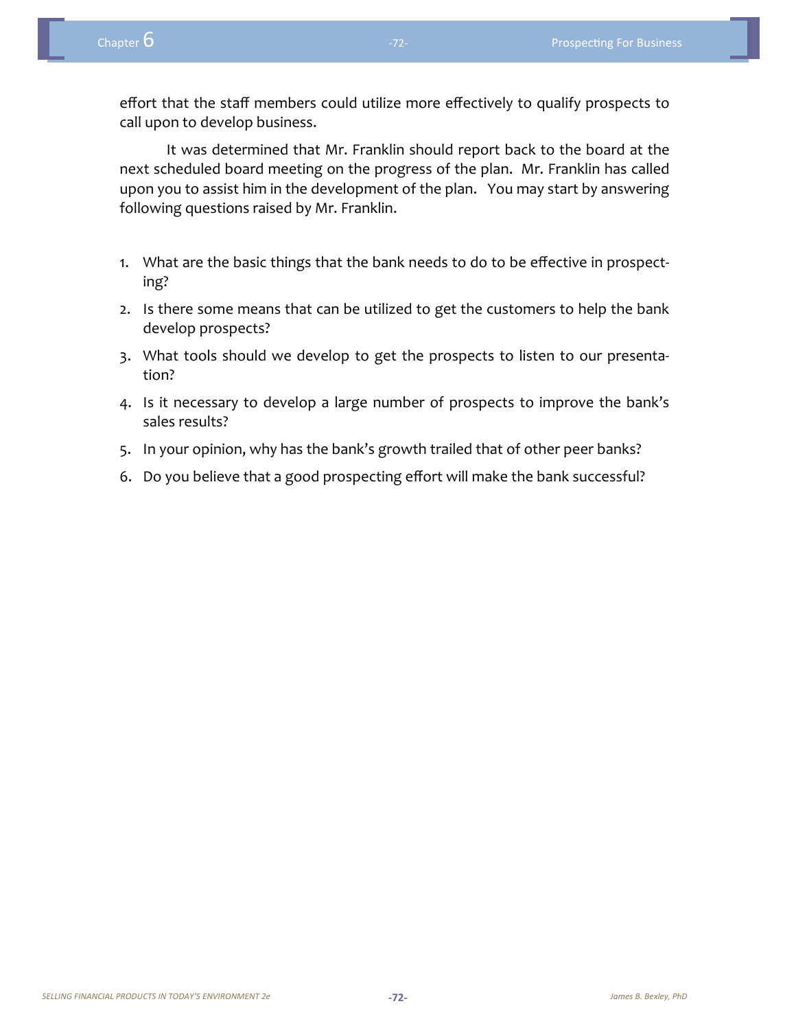effort that the staff members could utilize more effectively to qualify prospects to call upon to develop business.

It was determined that Mr. Franklin should report back to the board at the next scheduled board meeting on the progress of the plan. Mr. Franklin has called upon you to assist him in the development of the plan. You may start by answering following questions raised by Mr. Franklin.

1. What are the basic things that the bank needs to do to be effective in prospecting?
2. Is there some means that can be utilized to get the customers to help the bank develop prospects?
3. What tools should we develop to get the prospects to listen to our presentation?
4. Is it necessary to develop a large number of prospects to improve the bank's sales results?
5. In your opinion, why has the bank's growth trailed that of other peer banks?
6. Do you believe that a good prospecting effort will make the bank successful?